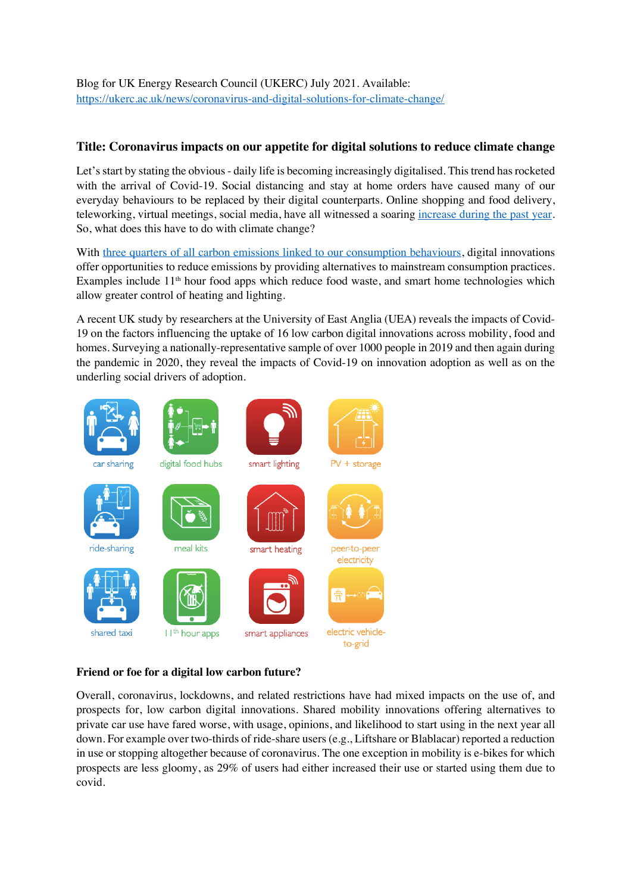Blog for UK Energy Research Council (UKERC) July 2021. Available: https://ukerc.ac.uk/news/coronavirus-and-digital-solutions-for-climate-change/

## Title: Coronavirus impacts on our appetite for digital solutions to reduce climate change

Let's start by stating the obvious - daily life is becoming increasingly digitalised. This trend has rocketed with the arrival of Covid-19. Social distancing and stay at home orders have caused many of our everyday behaviours to be replaced by their digital counterparts. Online shopping and food delivery, teleworking, virtual meetings, social media, have all witnessed a soaring increase during the past year. So, what does this have to do with climate change?

With three quarters of all carbon emissions linked to our consumption behaviours, digital innovations offer opportunities to reduce emissions by providing alternatives to mainstream consumption practices. Examples include 11th hour food apps which reduce food waste, and smart home technologies which allow greater control of heating and lighting.

A recent UK study by researchers at the University of East Anglia (UEA) reveals the impacts of Covid-19 on the factors influencing the uptake of 16 low carbon digital innovations across mobility, food and homes. Surveying a nationally-representative sample of over 1000 people in 2019 and then again during the pandemic in 2020, they reveal the impacts of Covid-19 on innovation adoption as well as on the underling social drivers of adoption.

car sharing | digital food hubs | smart lighting | PV + storage

ride-sharing | meal kits | smart heating | peer-to-peer electricity

shared taxi | 11th hour apps | smart appliances | electric vehicle-to-grid

### Friend or foe for a digital low carbon future?

Overall, coronavirus, lockdowns, and related restrictions have had mixed impacts on the use of, and prospects for, low carbon digital innovations. Shared mobility innovations offering alternatives to private car use have fared worse, with usage, opinions, and likelihood to start using in the next year all down. For example over two-thirds of ride-share users (e.g., Liftshare or Blablacar) reported a reduction in use or stopping altogether because of coronavirus. The one exception in mobility is e-bikes for which prospects are less gloomy, as 29% of users had either increased their use or started using them due to covid.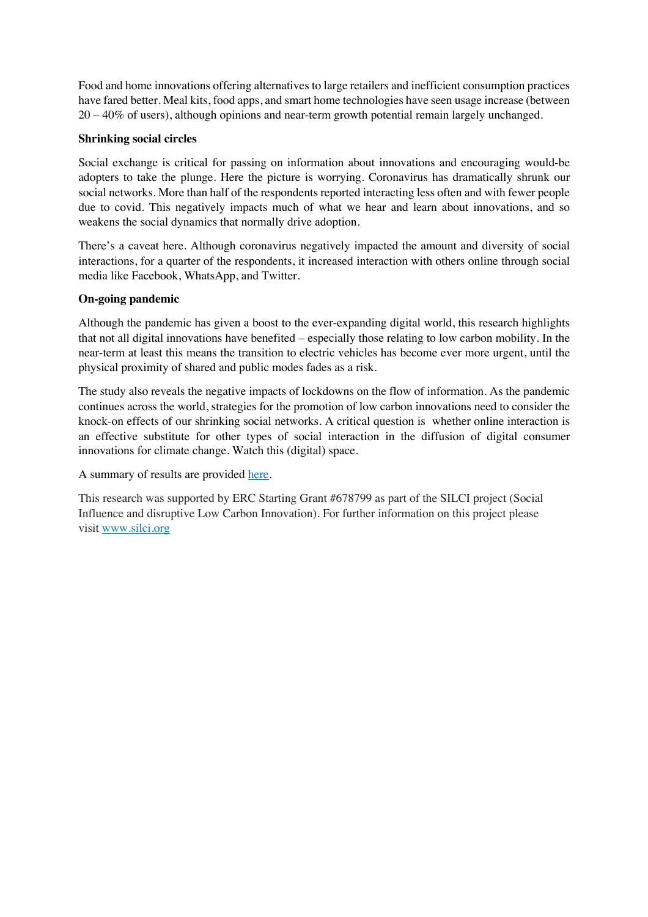Food and home innovations offering alternatives to large retailers and inefficient consumption practices have fared better. Meal kits, food apps, and smart home technologies have seen usage increase (between 20 – 40% of users), although opinions and near-term growth potential remain largely unchanged.

**Shrinking social circles**

Social exchange is critical for passing on information about innovations and encouraging would-be adopters to take the plunge. Here the picture is worrying. Coronavirus has dramatically shrunk our social networks. More than half of the respondents reported interacting less often and with fewer people due to covid. This negatively impacts much of what we hear and learn about innovations, and so weakens the social dynamics that normally drive adoption.

There's a caveat here. Although coronavirus negatively impacted the amount and diversity of social interactions, for a quarter of the respondents, it increased interaction with others online through social media like Facebook, WhatsApp, and Twitter.

**On-going pandemic**

Although the pandemic has given a boost to the ever-expanding digital world, this research highlights that not all digital innovations have benefited – especially those relating to low carbon mobility. In the near-term at least this means the transition to electric vehicles has become ever more urgent, until the physical proximity of shared and public modes fades as a risk.

The study also reveals the negative impacts of lockdowns on the flow of information. As the pandemic continues across the world, strategies for the promotion of low carbon innovations need to consider the knock-on effects of our shrinking social networks. A critical question is whether online interaction is an effective substitute for other types of social interaction in the diffusion of digital consumer innovations for climate change. Watch this (digital) space.

A summary of results are provided here.

This research was supported by ERC Starting Grant #678799 as part of the SILCI project (Social Influence and disruptive Low Carbon Innovation). For further information on this project please visit www.silci.org